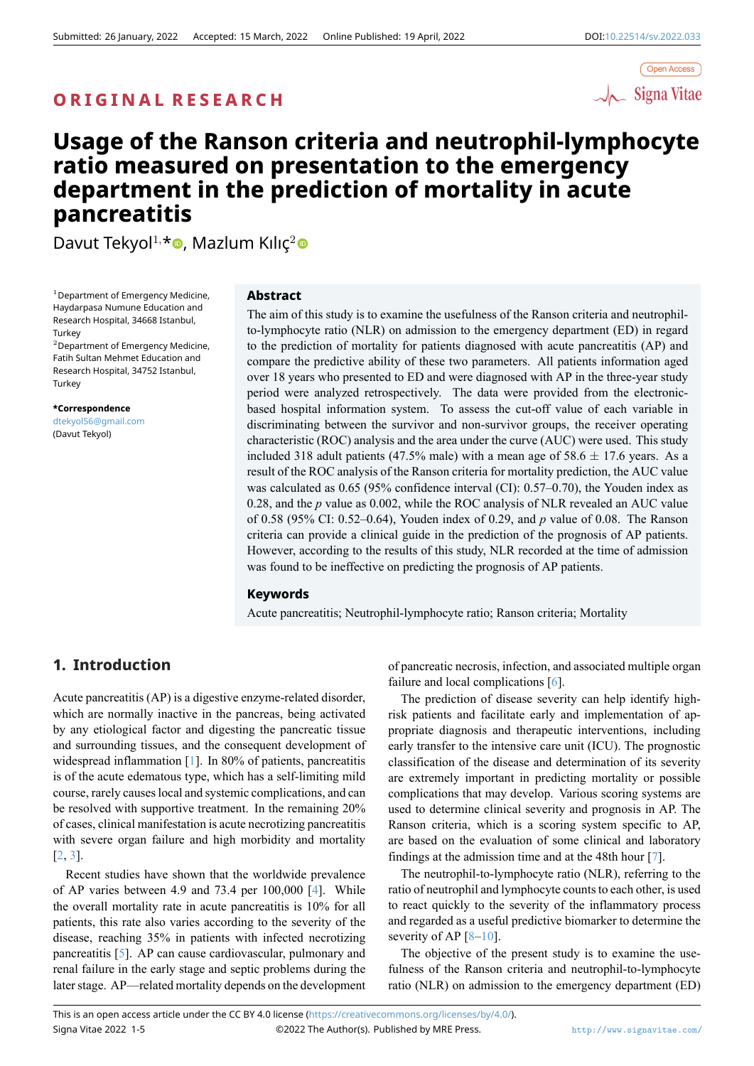Submitted: 26 January, 2022 Accepted: 15 March, 2022 Online Published: 19 April, 2022 DOI:10.22514/sv.2022.033

Open Access

ORIGINAL RESEARCH

# Usage of the Ranson criteria and neutrophil-lymphocyte ratio measured on presentation to the emergency department in the prediction of mortality in acute pancreatitis

Davut Tekyol[1,*], Mazlum Kılıç[2]

[1]Department of Emergency Medicine, Haydarpasa Numune Education and Research Hospital, 34668 Istanbul, Turkey

[2]Department of Emergency Medicine, Fatih Sultan Mehmet Education and Research Hospital, 34752 Istanbul, Turkey

***Correspondence**
dtekyol56@gmail.com
(Davut Tekyol)

## Abstract

The aim of this study is to examine the usefulness of the Ranson criteria and neutrophil-to-lymphocyte ratio (NLR) on admission to the emergency department (ED) in regard to the prediction of mortality for patients diagnosed with acute pancreatitis (AP) and compare the predictive ability of these two parameters. All patients information aged over 18 years who presented to ED and were diagnosed with AP in the three-year study period were analyzed retrospectively. The data were provided from the electronic-based hospital information system. To assess the cut-off value of each variable in discriminating between the survivor and non-survivor groups, the receiver operating characteristic (ROC) analysis and the area under the curve (AUC) were used. This study included 318 adult patients (47.5% male) with a mean age of 58.6 ± 17.6 years. As a result of the ROC analysis of the Ranson criteria for mortality prediction, the AUC value was calculated as 0.65 (95% confidence interval (CI): 0.57–0.70), the Youden index as 0.28, and the $p$ value as 0.002, while the ROC analysis of NLR revealed an AUC value of 0.58 (95% CI: 0.52–0.64), Youden index of 0.29, and $p$ value of 0.08. The Ranson criteria can provide a clinical guide in the prediction of the prognosis of AP patients. However, according to the results of this study, NLR recorded at the time of admission was found to be ineffective on predicting the prognosis of AP patients.

## Keywords

Acute pancreatitis; Neutrophil-lymphocyte ratio; Ranson criteria; Mortality

## 1. Introduction

Acute pancreatitis (AP) is a digestive enzyme-related disorder, which are normally inactive in the pancreas, being activated by any etiological factor and digesting the pancreatic tissue and surrounding tissues, and the consequent development of widespread inflammation [1]. In 80% of patients, pancreatitis is of the acute edematous type, which has a self-limiting mild course, rarely causes local and systemic complications, and can be resolved with supportive treatment. In the remaining 20% of cases, clinical manifestation is acute necrotizing pancreatitis with severe organ failure and high morbidity and mortality [2, 3].

Recent studies have shown that the worldwide prevalence of AP varies between 4.9 and 73.4 per 100,000 [4]. While the overall mortality rate in acute pancreatitis is 10% for all patients, this rate also varies according to the severity of the disease, reaching 35% in patients with infected necrotizing pancreatitis [5]. AP can cause cardiovascular, pulmonary and renal failure in the early stage and septic problems during the later stage. AP—related mortality depends on the development of pancreatic necrosis, infection, and associated multiple organ failure and local complications [6].

The prediction of disease severity can help identify high-risk patients and facilitate early and implementation of appropriate diagnosis and therapeutic interventions, including early transfer to the intensive care unit (ICU). The prognostic classification of the disease and determination of its severity are extremely important in predicting mortality or possible complications that may develop. Various scoring systems are used to determine clinical severity and prognosis in AP. The Ranson criteria, which is a scoring system specific to AP, are based on the evaluation of some clinical and laboratory findings at the admission time and at the 48th hour [7].

The neutrophil-to-lymphocyte ratio (NLR), referring to the ratio of neutrophil and lymphocyte counts to each other, is used to react quickly to the severity of the inflammatory process and regarded as a useful predictive biomarker to determine the severity of AP [8–10].

The objective of the present study is to examine the usefulness of the Ranson criteria and neutrophil-to-lymphocyte ratio (NLR) on admission to the emergency department (ED)

This is an open access article under the CC BY 4.0 license (https://creativecommons.org/licenses/by/4.0/).
©2022 The Author(s). Published by MRE Press.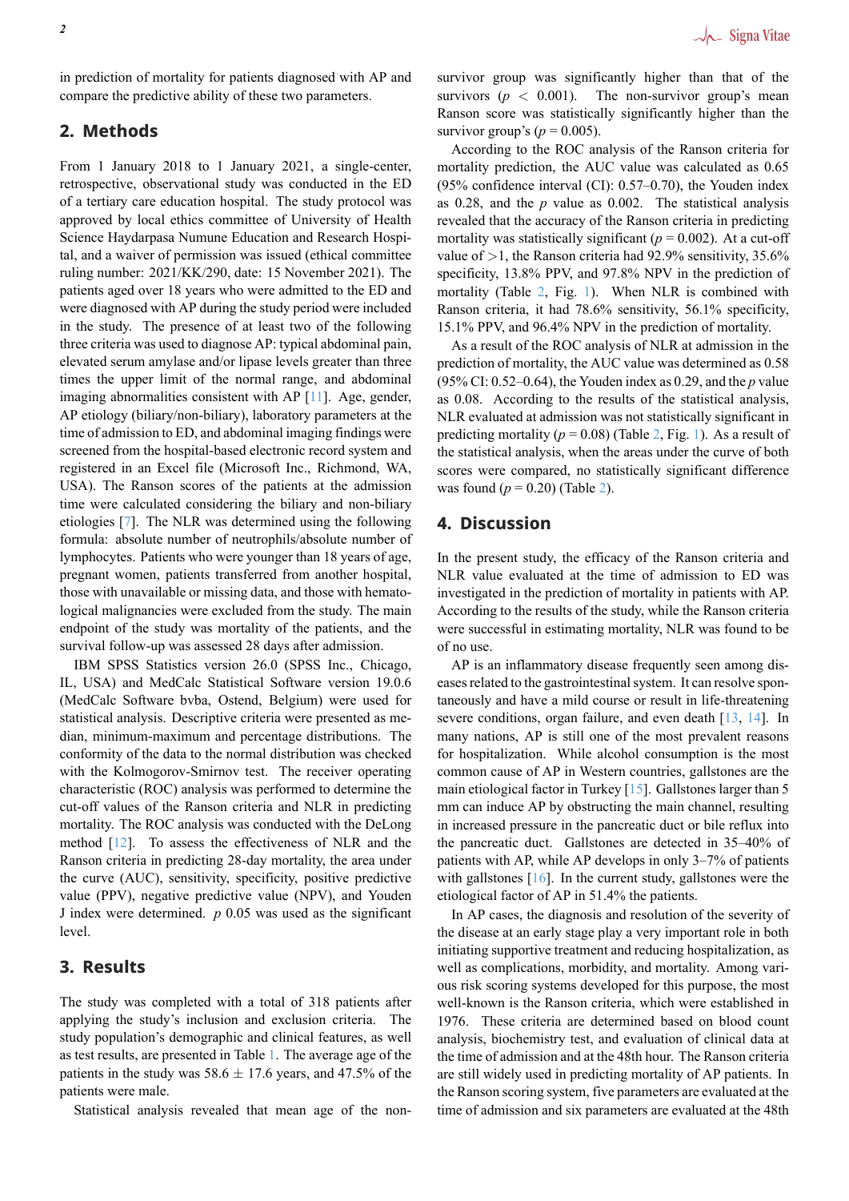in prediction of mortality for patients diagnosed with AP and compare the predictive ability of these two parameters.

## 2. Methods

From 1 January 2018 to 1 January 2021, a single-center, retrospective, observational study was conducted in the ED of a tertiary care education hospital. The study protocol was approved by local ethics committee of University of Health Science Haydarpasa Numune Education and Research Hospital, and a waiver of permission was issued (ethical committee ruling number: 2021/KK/290, date: 15 November 2021). The patients aged over 18 years who were admitted to the ED and were diagnosed with AP during the study period were included in the study. The presence of at least two of the following three criteria was used to diagnose AP: typical abdominal pain, elevated serum amylase and/or lipase levels greater than three times the upper limit of the normal range, and abdominal imaging abnormalities consistent with AP [11]. Age, gender, AP etiology (biliary/non-biliary), laboratory parameters at the time of admission to ED, and abdominal imaging findings were screened from the hospital-based electronic record system and registered in an Excel file (Microsoft Inc., Richmond, WA, USA). The Ranson scores of the patients at the admission time were calculated considering the biliary and non-biliary etiologies [7]. The NLR was determined using the following formula: absolute number of neutrophils/absolute number of lymphocytes. Patients who were younger than 18 years of age, pregnant women, patients transferred from another hospital, those with unavailable or missing data, and those with hematological malignancies were excluded from the study. The main endpoint of the study was mortality of the patients, and the survival follow-up was assessed 28 days after admission.

IBM SPSS Statistics version 26.0 (SPSS Inc., Chicago, IL, USA) and MedCalc Statistical Software version 19.0.6 (MedCalc Software bvba, Ostend, Belgium) were used for statistical analysis. Descriptive criteria were presented as median, minimum-maximum and percentage distributions. The conformity of the data to the normal distribution was checked with the Kolmogorov-Smirnov test. The receiver operating characteristic (ROC) analysis was performed to determine the cut-off values of the Ranson criteria and NLR in predicting mortality. The ROC analysis was conducted with the DeLong method [12]. To assess the effectiveness of NLR and the Ranson criteria in predicting 28-day mortality, the area under the curve (AUC), sensitivity, specificity, positive predictive value (PPV), negative predictive value (NPV), and Youden J index were determined. $p$ 0.05 was used as the significant level.

## 3. Results

The study was completed with a total of 318 patients after applying the study's inclusion and exclusion criteria. The study population's demographic and clinical features, as well as test results, are presented in Table 1. The average age of the patients in the study was 58.6 $\pm$ 17.6 years, and 47.5% of the patients were male.

Statistical analysis revealed that mean age of the non-survivor group was significantly higher than that of the survivors ($p < 0.001$). The non-survivor group's mean Ranson score was statistically significantly higher than the survivor group's ($p = 0.005$).

According to the ROC analysis of the Ranson criteria for mortality prediction, the AUC value was calculated as 0.65 (95% confidence interval (CI): 0.57–0.70), the Youden index as 0.28, and the $p$ value as 0.002. The statistical analysis revealed that the accuracy of the Ranson criteria in predicting mortality was statistically significant ($p = 0.002$). At a cut-off value of $>1$, the Ranson criteria had 92.9% sensitivity, 35.6% specificity, 13.8% PPV, and 97.8% NPV in the prediction of mortality (Table 2, Fig. 1). When NLR is combined with Ranson criteria, it had 78.6% sensitivity, 56.1% specificity, 15.1% PPV, and 96.4% NPV in the prediction of mortality.

As a result of the ROC analysis of NLR at admission in the prediction of mortality, the AUC value was determined as 0.58 (95% CI: 0.52–0.64), the Youden index as 0.29, and the $p$ value as 0.08. According to the results of the statistical analysis, NLR evaluated at admission was not statistically significant in predicting mortality ($p = 0.08$) (Table 2, Fig. 1). As a result of the statistical analysis, when the areas under the curve of both scores were compared, no statistically significant difference was found ($p = 0.20$) (Table 2).

## 4. Discussion

In the present study, the efficacy of the Ranson criteria and NLR value evaluated at the time of admission to ED was investigated in the prediction of mortality in patients with AP. According to the results of the study, while the Ranson criteria were successful in estimating mortality, NLR was found to be of no use.

AP is an inflammatory disease frequently seen among diseases related to the gastrointestinal system. It can resolve spontaneously and have a mild course or result in life-threatening severe conditions, organ failure, and even death [13, 14]. In many nations, AP is still one of the most prevalent reasons for hospitalization. While alcohol consumption is the most common cause of AP in Western countries, gallstones are the main etiological factor in Turkey [15]. Gallstones larger than 5 mm can induce AP by obstructing the main channel, resulting in increased pressure in the pancreatic duct or bile reflux into the pancreatic duct. Gallstones are detected in 35–40% of patients with AP, while AP develops in only 3–7% of patients with gallstones [16]. In the current study, gallstones were the etiological factor of AP in 51.4% the patients.

In AP cases, the diagnosis and resolution of the severity of the disease at an early stage play a very important role in both initiating supportive treatment and reducing hospitalization, as well as complications, morbidity, and mortality. Among various risk scoring systems developed for this purpose, the most well-known is the Ranson criteria, which were established in 1976. These criteria are determined based on blood count analysis, biochemistry test, and evaluation of clinical data at the time of admission and at the 48th hour. The Ranson criteria are still widely used in predicting mortality of AP patients. In the Ranson scoring system, five parameters are evaluated at the time of admission and six parameters are evaluated at the 48th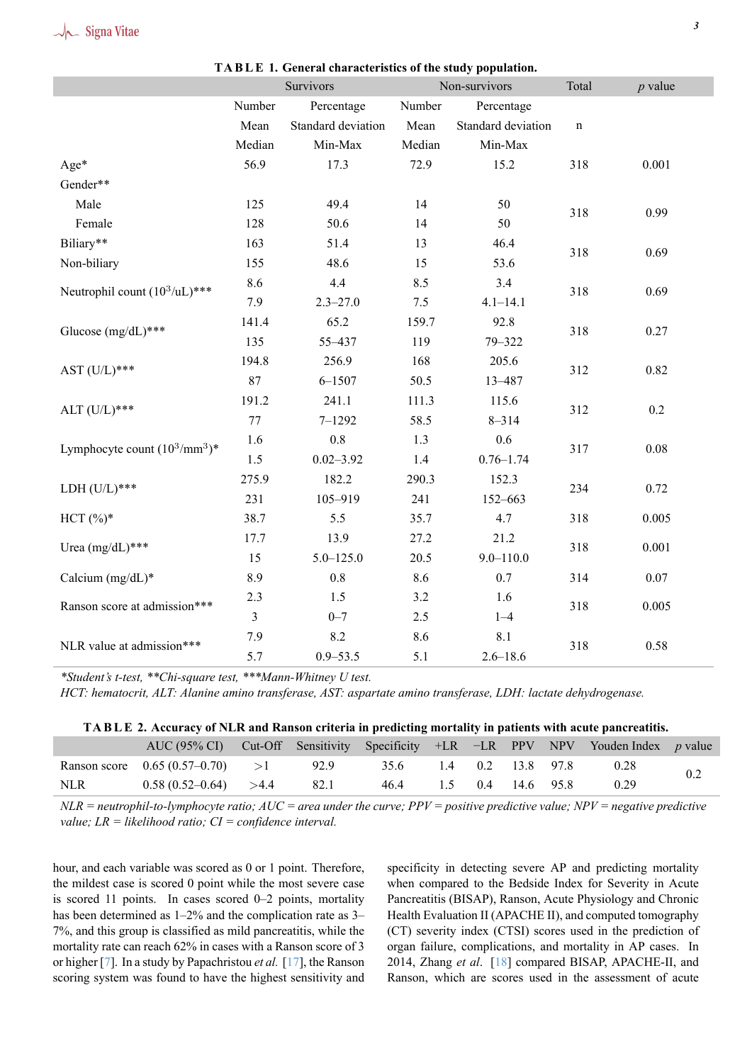**TABLE 1. General characteristics of the study population.**

| | Survivors | | Non-survivors | | Total | $p$ value |
|---|---|---|---|---|---|---|
| | Number | Percentage | Number | Percentage | | |
| | Mean | Standard deviation | Mean | Standard deviation | n | |
| | Median | Min-Max | Median | Min-Max | | |
| Age* | 56.9 | 17.3 | 72.9 | 15.2 | 318 | 0.001 |
| Gender** | | | | | | |
| Male | 125 | 49.4 | 14 | 50 | 318 | 0.99 |
| Female | 128 | 50.6 | 14 | 50 | | |
| Biliary** | 163 | 51.4 | 13 | 46.4 | 318 | 0.69 |
| Non-biliary | 155 | 48.6 | 15 | 53.6 | | |
| Neutrophil count ($10^3$/uL)*** | 8.6 | 4.4 | 8.5 | 3.4 | 318 | 0.69 |
| | 7.9 | 2.3–27.0 | 7.5 | 4.1–14.1 | | |
| Glucose (mg/dL)*** | 141.4 | 65.2 | 159.7 | 92.8 | 318 | 0.27 |
| | 135 | 55–437 | 119 | 79–322 | | |
| AST (U/L)*** | 194.8 | 256.9 | 168 | 205.6 | 312 | 0.82 |
| | 87 | 6–1507 | 50.5 | 13–487 | | |
| ALT (U/L)*** | 191.2 | 241.1 | 111.3 | 115.6 | 312 | 0.2 |
| | 77 | 7–1292 | 58.5 | 8–314 | | |
| Lymphocyte count ($10^3$/mm$^3$)* | 1.6 | 0.8 | 1.3 | 0.6 | 317 | 0.08 |
| | 1.5 | 0.02–3.92 | 1.4 | 0.76–1.74 | | |
| LDH (U/L)*** | 275.9 | 182.2 | 290.3 | 152.3 | 234 | 0.72 |
| | 231 | 105–919 | 241 | 152–663 | | |
| HCT (%)* | 38.7 | 5.5 | 35.7 | 4.7 | 318 | 0.005 |
| Urea (mg/dL)*** | 17.7 | 13.9 | 27.2 | 21.2 | 318 | 0.001 |
| | 15 | 5.0–125.0 | 20.5 | 9.0–110.0 | | |
| Calcium (mg/dL)* | 8.9 | 0.8 | 8.6 | 0.7 | 314 | 0.07 |
| Ranson score at admission*** | 2.3 | 1.5 | 3.2 | 1.6 | 318 | 0.005 |
| | 3 | 0–7 | 2.5 | 1–4 | | |
| NLR value at admission*** | 7.9 | 8.2 | 8.6 | 8.1 | 318 | 0.58 |
| | 5.7 | 0.9–53.5 | 5.1 | 2.6–18.6 | | |

*\*Student's t-test, \*\*Chi-square test, \*\*\*Mann-Whitney U test.*
*HCT: hematocrit, ALT: Alanine amino transferase, AST: aspartate amino transferase, LDH: lactate dehydrogenase.*

**TABLE 2. Accuracy of NLR and Ranson criteria in predicting mortality in patients with acute pancreatitis.**

| | AUC (95% CI) | Cut-Off | Sensitivity | Specificity | +LR | −LR | PPV | NPV | Youden Index | $p$ value |
|---|---|---|---|---|---|---|---|---|---|---|
| Ranson score | 0.65 (0.57–0.70) | >1 | 92.9 | 35.6 | 1.4 | 0.2 | 13.8 | 97.8 | 0.28 | 0.2 |
| NLR | 0.58 (0.52–0.64) | >4.4 | 82.1 | 46.4 | 1.5 | 0.4 | 14.6 | 95.8 | 0.29 | |

*NLR = neutrophil-to-lymphocyte ratio; AUC = area under the curve; PPV = positive predictive value; NPV = negative predictive value; LR = likelihood ratio; CI = confidence interval.*

hour, and each variable was scored as 0 or 1 point. Therefore, the mildest case is scored 0 point while the most severe case is scored 11 points. In cases scored 0–2 points, mortality has been determined as 1–2% and the complication rate as 3–7%, and this group is classified as mild pancreatitis, while the mortality rate can reach 62% in cases with a Ranson score of 3 or higher [7]. In a study by Papachristou *et al.* [17], the Ranson scoring system was found to have the highest sensitivity and specificity in detecting severe AP and predicting mortality when compared to the Bedside Index for Severity in Acute Pancreatitis (BISAP), Ranson, Acute Physiology and Chronic Health Evaluation II (APACHE II), and computed tomography (CT) severity index (CTSI) scores used in the prediction of organ failure, complications, and mortality in AP cases. In 2014, Zhang *et al.* [18] compared BISAP, APACHE-II, and Ranson, which are scores used in the assessment of acute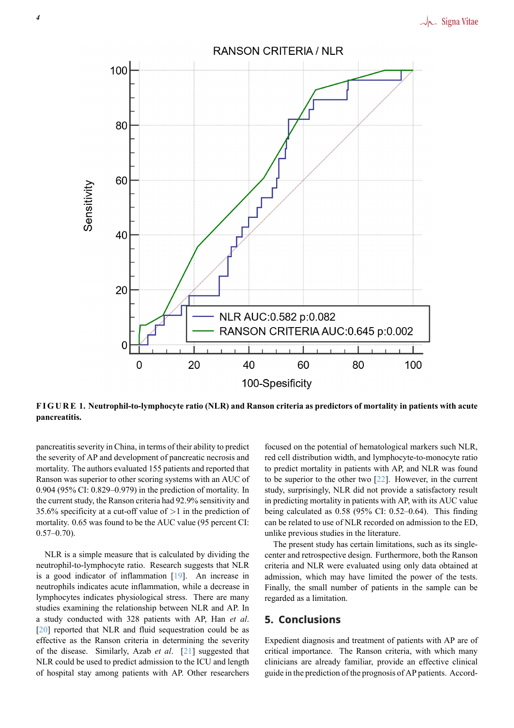**FIGURE 1. Neutrophil-to-lymphocyte ratio (NLR) and Ranson criteria as predictors of mortality in patients with acute pancreatitis.**

pancreatitis severity in China, in terms of their ability to predict the severity of AP and development of pancreatic necrosis and mortality. The authors evaluated 155 patients and reported that Ranson was superior to other scoring systems with an AUC of 0.904 (95% CI: 0.829–0.979) in the prediction of mortality. In the current study, the Ranson criteria had 92.9% sensitivity and 35.6% specificity at a cut-off value of $>1$ in the prediction of mortality. 0.65 was found to be the AUC value (95 percent CI: 0.57–0.70).

NLR is a simple measure that is calculated by dividing the neutrophil-to-lymphocyte ratio. Research suggests that NLR is a good indicator of inflammation [19]. An increase in neutrophils indicates acute inflammation, while a decrease in lymphocytes indicates physiological stress. There are many studies examining the relationship between NLR and AP. In a study conducted with 328 patients with AP, Han *et al*. [20] reported that NLR and fluid sequestration could be as effective as the Ranson criteria in determining the severity of the disease. Similarly, Azab *et al*. [21] suggested that NLR could be used to predict admission to the ICU and length of hospital stay among patients with AP. Other researchers focused on the potential of hematological markers such NLR, red cell distribution width, and lymphocyte-to-monocyte ratio to predict mortality in patients with AP, and NLR was found to be superior to the other two [22]. However, in the current study, surprisingly, NLR did not provide a satisfactory result in predicting mortality in patients with AP, with its AUC value being calculated as 0.58 (95% CI: 0.52–0.64). This finding can be related to use of NLR recorded on admission to the ED, unlike previous studies in the literature.

The present study has certain limitations, such as its single-center and retrospective design. Furthermore, both the Ranson criteria and NLR were evaluated using only data obtained at admission, which may have limited the power of the tests. Finally, the small number of patients in the sample can be regarded as a limitation.

## 5. Conclusions

Expedient diagnosis and treatment of patients with AP are of critical importance. The Ranson criteria, with which many clinicians are already familiar, provide an effective clinical guide in the prediction of the prognosis of AP patients. Accord-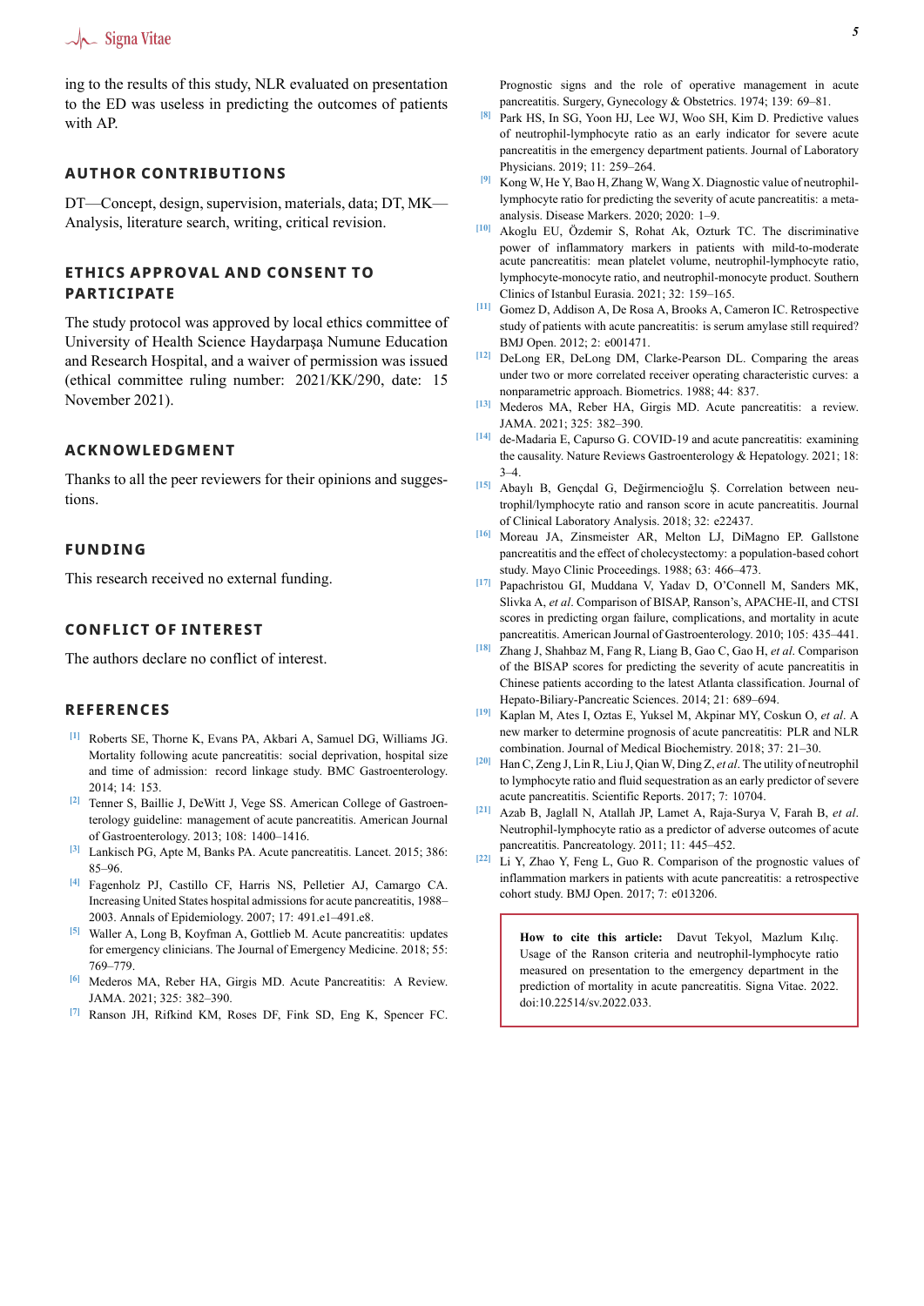ing to the results of this study, NLR evaluated on presentation to the ED was useless in predicting the outcomes of patients with AP.

## AUTHOR CONTRIBUTIONS

DT—Concept, design, supervision, materials, data; DT, MK—Analysis, literature search, writing, critical revision.

## ETHICS APPROVAL AND CONSENT TO PARTICIPATE

The study protocol was approved by local ethics committee of University of Health Science Haydarpaşa Numune Education and Research Hospital, and a waiver of permission was issued (ethical committee ruling number: 2021/KK/290, date: 15 November 2021).

## ACKNOWLEDGMENT

Thanks to all the peer reviewers for their opinions and suggestions.

## FUNDING

This research received no external funding.

## CONFLICT OF INTEREST

The authors declare no conflict of interest.

## REFERENCES

[1] Roberts SE, Thorne K, Evans PA, Akbari A, Samuel DG, Williams JG. Mortality following acute pancreatitis: social deprivation, hospital size and time of admission: record linkage study. BMC Gastroenterology. 2014; 14: 153.

[2] Tenner S, Baillie J, DeWitt J, Vege SS. American College of Gastroenterology guideline: management of acute pancreatitis. American Journal of Gastroenterology. 2013; 108: 1400–1416.

[3] Lankisch PG, Apte M, Banks PA. Acute pancreatitis. Lancet. 2015; 386: 85–96.

[4] Fagenholz PJ, Castillo CF, Harris NS, Pelletier AJ, Camargo CA. Increasing United States hospital admissions for acute pancreatitis, 1988–2003. Annals of Epidemiology. 2007; 17: 491.e1–491.e8.

[5] Waller A, Long B, Koyfman A, Gottlieb M. Acute pancreatitis: updates for emergency clinicians. The Journal of Emergency Medicine. 2018; 55: 769–779.

[6] Mederos MA, Reber HA, Girgis MD. Acute Pancreatitis: A Review. JAMA. 2021; 325: 382–390.

[7] Ranson JH, Rifkind KM, Roses DF, Fink SD, Eng K, Spencer FC. Prognostic signs and the role of operative management in acute pancreatitis. Surgery, Gynecology & Obstetrics. 1974; 139: 69–81.

[8] Park HS, In SG, Yoon HJ, Lee WJ, Woo SH, Kim D. Predictive values of neutrophil-lymphocyte ratio as an early indicator for severe acute pancreatitis in the emergency department patients. Journal of Laboratory Physicians. 2019; 11: 259–264.

[9] Kong W, He Y, Bao H, Zhang W, Wang X. Diagnostic value of neutrophil-lymphocyte ratio for predicting the severity of acute pancreatitis: a meta-analysis. Disease Markers. 2020; 2020: 1–9.

[10] Akoglu EU, Özdemir S, Rohat Ak, Ozturk TC. The discriminative power of inflammatory markers in patients with mild-to-moderate acute pancreatitis: mean platelet volume, neutrophil-lymphocyte ratio, lymphocyte-monocyte ratio, and neutrophil-monocyte product. Southern Clinics of Istanbul Eurasia. 2021; 32: 159–165.

[11] Gomez D, Addison A, De Rosa A, Brooks A, Cameron IC. Retrospective study of patients with acute pancreatitis: is serum amylase still required? BMJ Open. 2012; 2: e001471.

[12] DeLong ER, DeLong DM, Clarke-Pearson DL. Comparing the areas under two or more correlated receiver operating characteristic curves: a nonparametric approach. Biometrics. 1988; 44: 837.

[13] Mederos MA, Reber HA, Girgis MD. Acute pancreatitis: a review. JAMA. 2021; 325: 382–390.

[14] de-Madaria E, Capurso G. COVID-19 and acute pancreatitis: examining the causality. Nature Reviews Gastroenterology & Hepatology. 2021; 18: 3–4.

[15] Abaylı B, Gençdal G, Değirmencioğlu Ş. Correlation between neutrophil/lymphocyte ratio and ranson score in acute pancreatitis. Journal of Clinical Laboratory Analysis. 2018; 32: e22437.

[16] Moreau JA, Zinsmeister AR, Melton LJ, DiMagno EP. Gallstone pancreatitis and the effect of cholecystectomy: a population-based cohort study. Mayo Clinic Proceedings. 1988; 63: 466–473.

[17] Papachristou GI, Muddana V, Yadav D, O'Connell M, Sanders MK, Slivka A, *et al*. Comparison of BISAP, Ranson's, APACHE-II, and CTSI scores in predicting organ failure, complications, and mortality in acute pancreatitis. American Journal of Gastroenterology. 2010; 105: 435–441.

[18] Zhang J, Shahbaz M, Fang R, Liang B, Gao C, Gao H, *et al*. Comparison of the BISAP scores for predicting the severity of acute pancreatitis in Chinese patients according to the latest Atlanta classification. Journal of Hepato-Biliary-Pancreatic Sciences. 2014; 21: 689–694.

[19] Kaplan M, Ates I, Oztas E, Yuksel M, Akpinar MY, Coskun O, *et al*. A new marker to determine prognosis of acute pancreatitis: PLR and NLR combination. Journal of Medical Biochemistry. 2018; 37: 21–30.

[20] Han C, Zeng J, Lin R, Liu J, Qian W, Ding Z, *et al*. The utility of neutrophil to lymphocyte ratio and fluid sequestration as an early predictor of severe acute pancreatitis. Scientific Reports. 2017; 7: 10704.

[21] Azab B, Jaglall N, Atallah JP, Lamet A, Raja-Surya V, Farah B, *et al*. Neutrophil-lymphocyte ratio as a predictor of adverse outcomes of acute pancreatitis. Pancreatology. 2011; 11: 445–452.

[22] Li Y, Zhao Y, Feng L, Guo R. Comparison of the prognostic values of inflammation markers in patients with acute pancreatitis: a retrospective cohort study. BMJ Open. 2017; 7: e013206.

**How to cite this article:** Davut Tekyol, Mazlum Kılıç. Usage of the Ranson criteria and neutrophil-lymphocyte ratio measured on presentation to the emergency department in the prediction of mortality in acute pancreatitis. Signa Vitae. 2022. doi:10.22514/sv.2022.033.